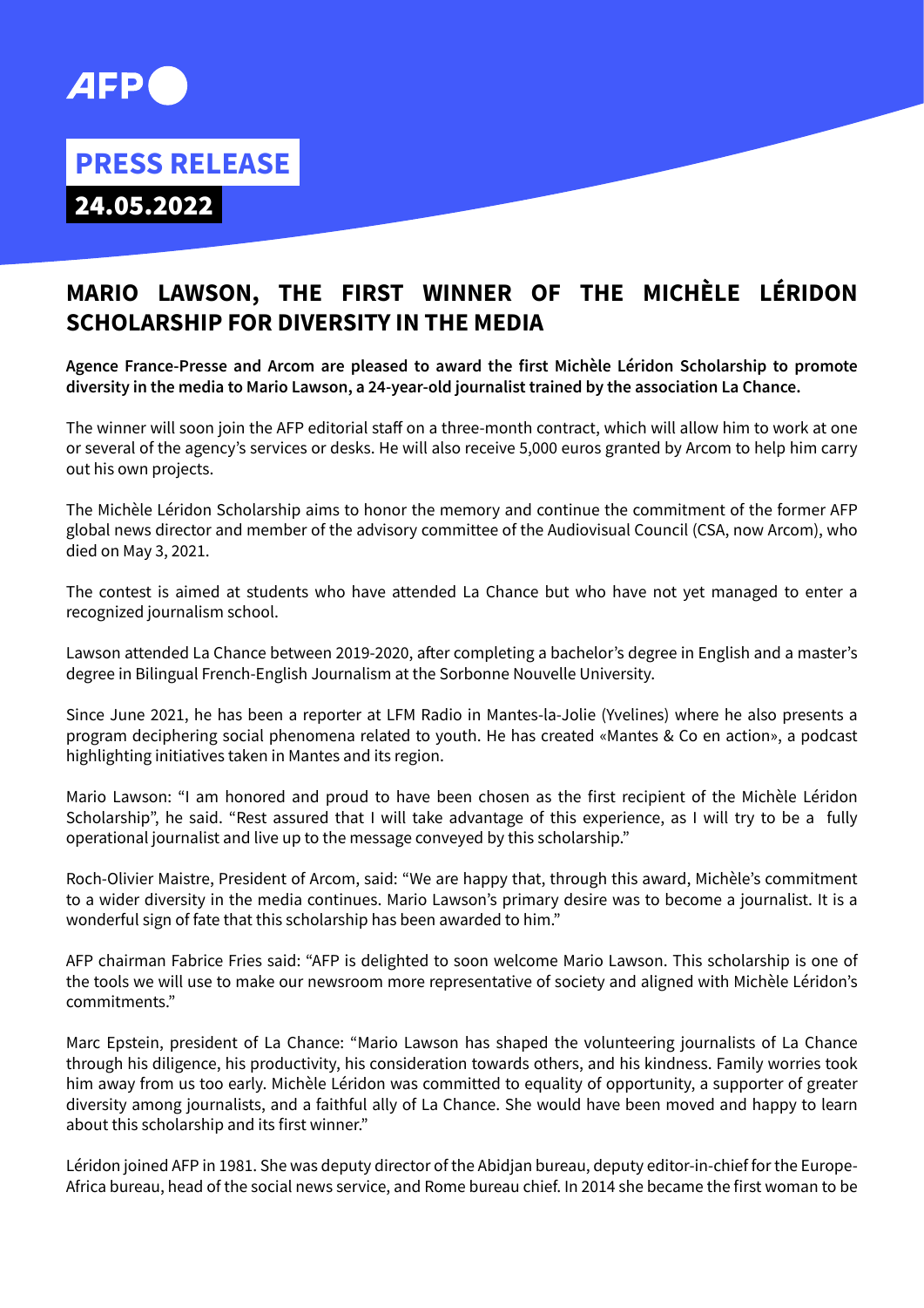AFP

**PRESS RELEASE**

**24.05.2022**

# MARIO LAWSON, THE FIRST WINNER OF THE MICHÈLE LÉRIDON SCHOLARSHIP FOR DIVERSITY IN THE MEDIA

**Agence France-Presse and Arcom are pleased to award the first Michèle Léridon Scholarship to promote diversity in the media to Mario Lawson, a 24-year-old journalist trained by the association La Chance.**

The winner will soon join the AFP editorial staff on a three-month contract, which will allow him to work at one or several of the agency's services or desks. He will also receive 5,000 euros granted by Arcom to help him carry out his own projects.

The Michèle Léridon Scholarship aims to honor the memory and continue the commitment of the former AFP global news director and member of the advisory committee of the Audiovisual Council (CSA, now Arcom), who died on May 3, 2021.

The contest is aimed at students who have attended La Chance but who have not yet managed to enter a recognized journalism school.

Lawson attended La Chance between 2019-2020, after completing a bachelor's degree in English and a master's degree in Bilingual French-English Journalism at the Sorbonne Nouvelle University.

Since June 2021, he has been a reporter at LFM Radio in Mantes-la-Jolie (Yvelines) where he also presents a program deciphering social phenomena related to youth. He has created «Mantes & Co en action», a podcast highlighting initiatives taken in Mantes and its region.

Mario Lawson: "I am honored and proud to have been chosen as the first recipient of the Michèle Léridon Scholarship", he said. "Rest assured that I will take advantage of this experience, as I will try to be a fully operational journalist and live up to the message conveyed by this scholarship."

Roch-Olivier Maistre, President of Arcom, said: "We are happy that, through this award, Michèle's commitment to a wider diversity in the media continues. Mario Lawson's primary desire was to become a journalist. It is a wonderful sign of fate that this scholarship has been awarded to him."

AFP chairman Fabrice Fries said: "AFP is delighted to soon welcome Mario Lawson. This scholarship is one of the tools we will use to make our newsroom more representative of society and aligned with Michèle Léridon's commitments."

Marc Epstein, president of La Chance: "Mario Lawson has shaped the volunteering journalists of La Chance through his diligence, his productivity, his consideration towards others, and his kindness. Family worries took him away from us too early. Michèle Léridon was committed to equality of opportunity, a supporter of greater diversity among journalists, and a faithful ally of La Chance. She would have been moved and happy to learn about this scholarship and its first winner."

Léridon joined AFP in 1981. She was deputy director of the Abidjan bureau, deputy editor-in-chief for the Europe-Africa bureau, head of the social news service, and Rome bureau chief. In 2014 she became the first woman to be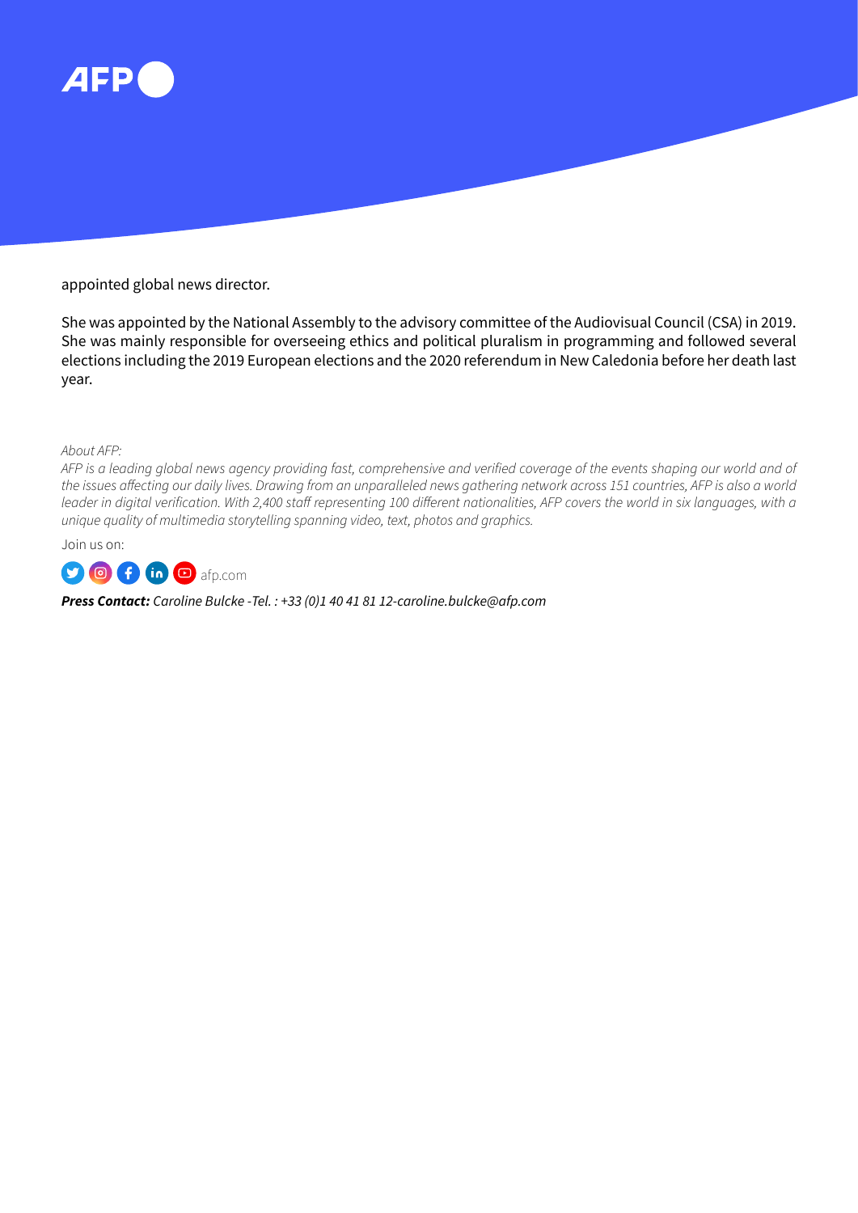appointed global news director.

She was appointed by the National Assembly to the advisory committee of the Audiovisual Council (CSA) in 2019. She was mainly responsible for overseeing ethics and political pluralism in programming and followed several elections including the 2019 European elections and the 2020 referendum in New Caledonia before her death last year.

*About AFP:*
*AFP is a leading global news agency providing fast, comprehensive and verified coverage of the events shaping our world and of the issues affecting our daily lives. Drawing from an unparalleled news gathering network across 151 countries, AFP is also a world leader in digital verification. With 2,400 staff representing 100 different nationalities, AFP covers the world in six languages, with a unique quality of multimedia storytelling spanning video, text, photos and graphics.*

Join us on:

afp.com

***Press Contact:*** *Caroline Bulcke -Tel. : +33 (0)1 40 41 81 12-caroline.bulcke@afp.com*